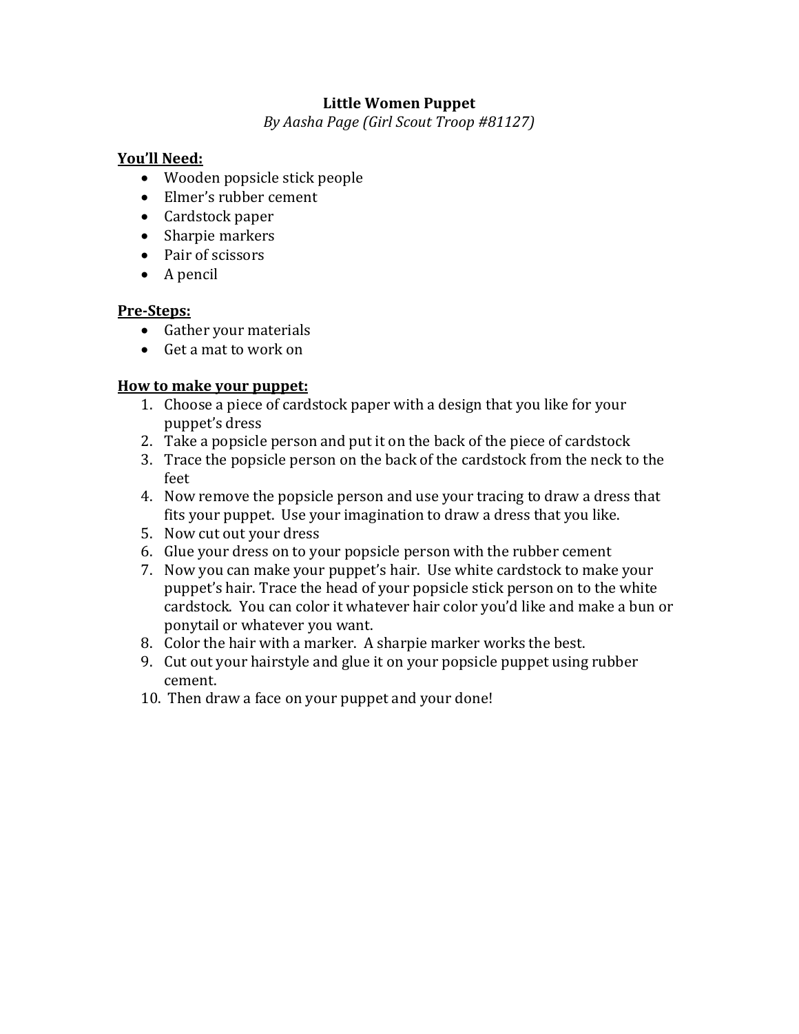# Little Women Puppet

*By Aasha Page (Girl Scout Troop #81127)*

**<u>You'll Need:</u>**

- Wooden popsicle stick people
- Elmer's rubber cement
- Cardstock paper
- Sharpie markers
- Pair of scissors
- A pencil

**<u>Pre-Steps:</u>**

- Gather your materials
- Get a mat to work on

**<u>How to make your puppet:</u>**

1. Choose a piece of cardstock paper with a design that you like for your puppet's dress
2. Take a popsicle person and put it on the back of the piece of cardstock
3. Trace the popsicle person on the back of the cardstock from the neck to the feet
4. Now remove the popsicle person and use your tracing to draw a dress that fits your puppet. Use your imagination to draw a dress that you like.
5. Now cut out your dress
6. Glue your dress on to your popsicle person with the rubber cement
7. Now you can make your puppet's hair. Use white cardstock to make your puppet's hair. Trace the head of your popsicle stick person on to the white cardstock. You can color it whatever hair color you'd like and make a bun or ponytail or whatever you want.
8. Color the hair with a marker. A sharpie marker works the best.
9. Cut out your hairstyle and glue it on your popsicle puppet using rubber cement.
10. Then draw a face on your puppet and your done!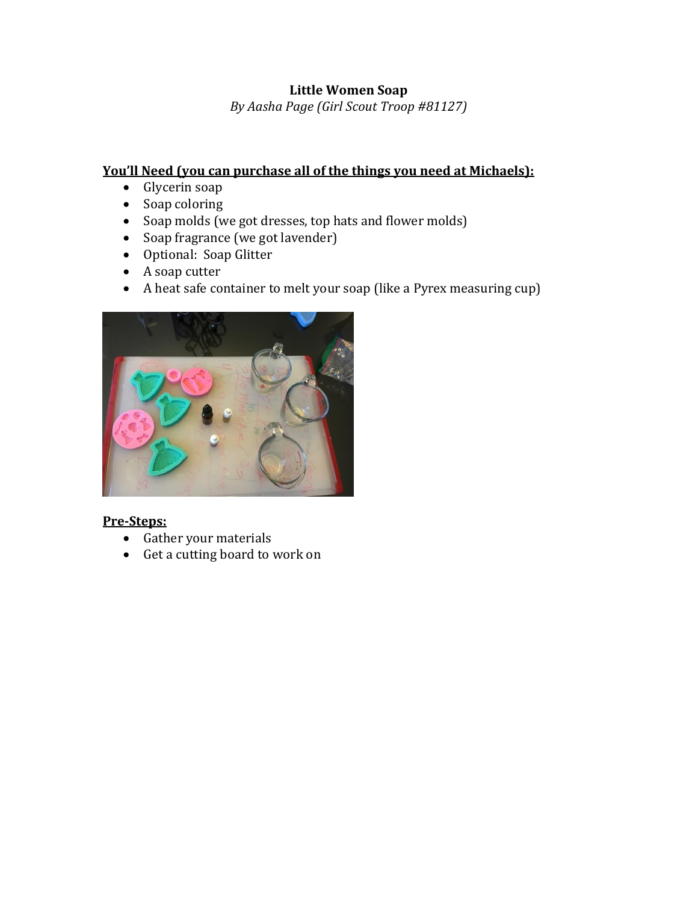**Little Women Soap**

*By Aasha Page (Girl Scout Troop #81127)*

**You'll Need (you can purchase all of the things you need at Michaels):**

- Glycerin soap
- Soap coloring
- Soap molds (we got dresses, top hats and flower molds)
- Soap fragrance (we got lavender)
- Optional: Soap Glitter
- A soap cutter
- A heat safe container to melt your soap (like a Pyrex measuring cup)

**Pre-Steps:**

- Gather your materials
- Get a cutting board to work on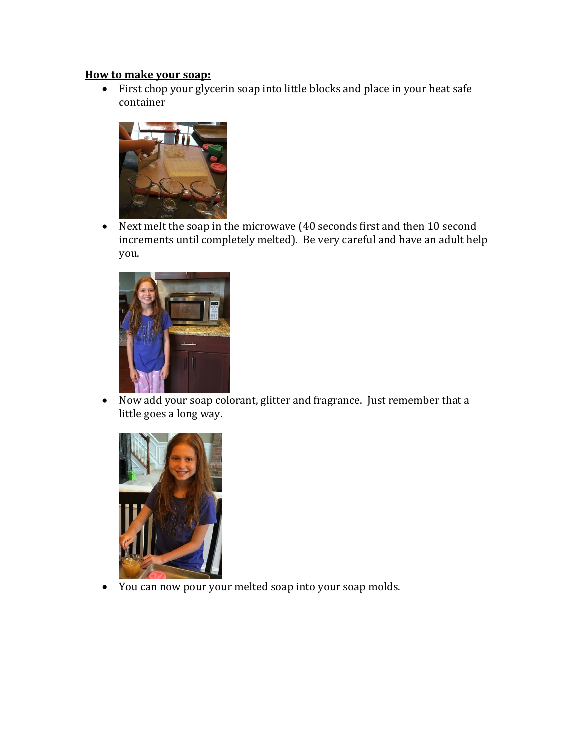**How to make your soap:**

- First chop your glycerin soap into little blocks and place in your heat safe container
- Next melt the soap in the microwave (40 seconds first and then 10 second increments until completely melted). Be very careful and have an adult help you.
- Now add your soap colorant, glitter and fragrance. Just remember that a little goes a long way.
- You can now pour your melted soap into your soap molds.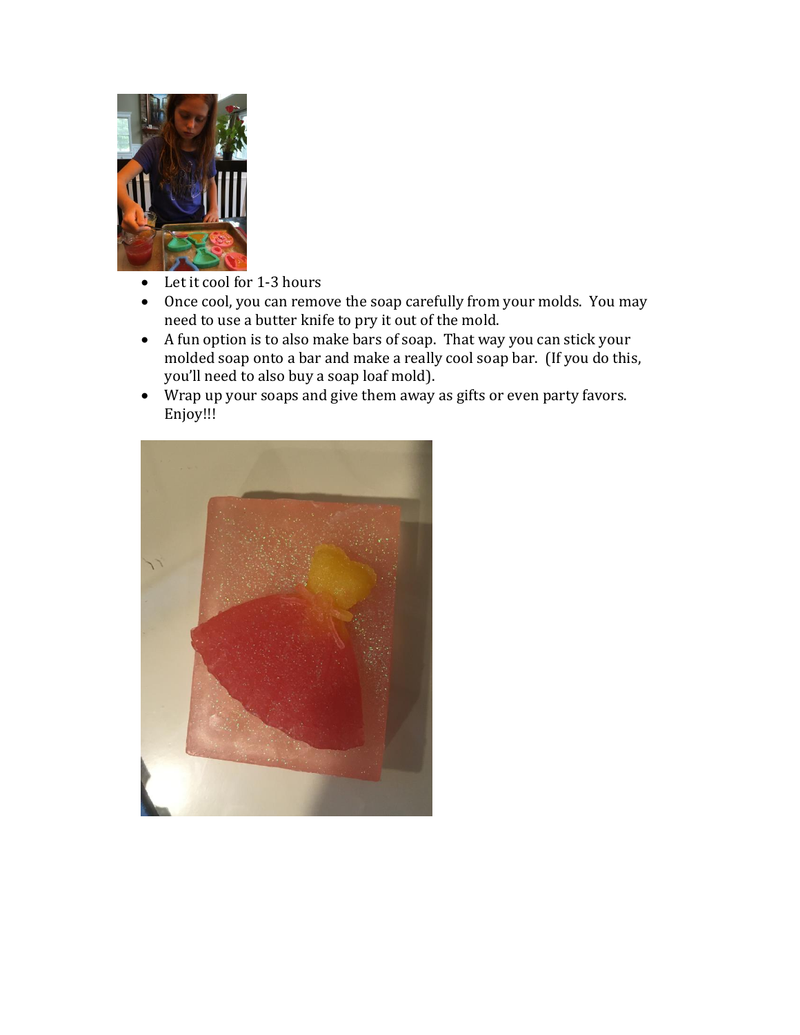- Let it cool for 1-3 hours
- Once cool, you can remove the soap carefully from your molds. You may need to use a butter knife to pry it out of the mold.
- A fun option is to also make bars of soap. That way you can stick your molded soap onto a bar and make a really cool soap bar. (If you do this, you'll need to also buy a soap loaf mold).
- Wrap up your soaps and give them away as gifts or even party favors. Enjoy!!!